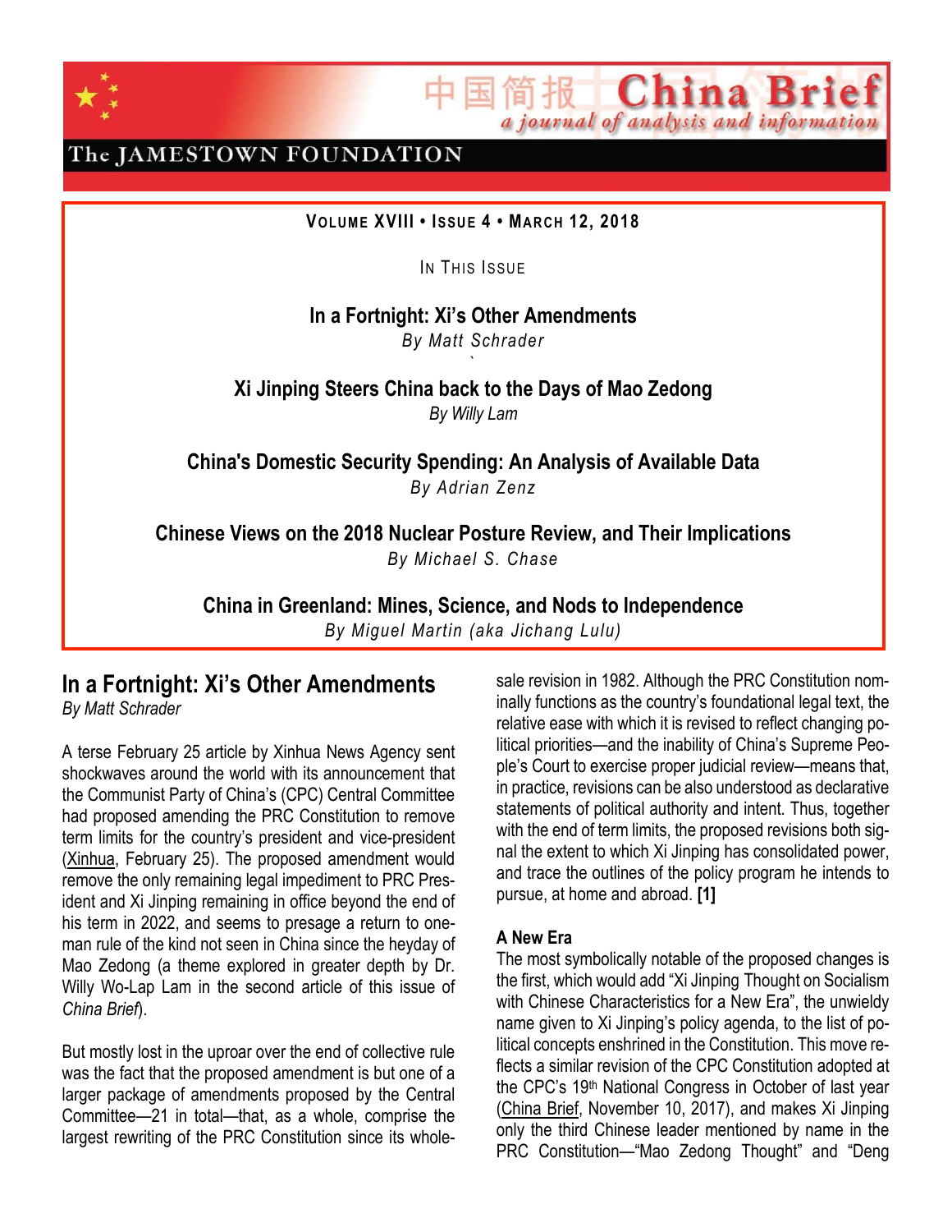中国简报 China Brief
*a journal of analysis and information*

The JAMESTOWN FOUNDATION

**VOLUME XVIII • ISSUE 4 • MARCH 12, 2018**

IN THIS ISSUE

**In a Fortnight: Xi's Other Amendments**
*By Matt Schrader*

**Xi Jinping Steers China back to the Days of Mao Zedong**
*By Willy Lam*

**China's Domestic Security Spending: An Analysis of Available Data**
*By Adrian Zenz*

**Chinese Views on the 2018 Nuclear Posture Review, and Their Implications**
*By Michael S. Chase*

**China in Greenland: Mines, Science, and Nods to Independence**
*By Miguel Martin (aka Jichang Lulu)*

## In a Fortnight: Xi's Other Amendments

*By Matt Schrader*

A terse February 25 article by Xinhua News Agency sent shockwaves around the world with its announcement that the Communist Party of China's (CPC) Central Committee had proposed amending the PRC Constitution to remove term limits for the country's president and vice-president (Xinhua, February 25). The proposed amendment would remove the only remaining legal impediment to PRC President and Xi Jinping remaining in office beyond the end of his term in 2022, and seems to presage a return to one-man rule of the kind not seen in China since the heyday of Mao Zedong (a theme explored in greater depth by Dr. Willy Wo-Lap Lam in the second article of this issue of *China Brief*).

But mostly lost in the uproar over the end of collective rule was the fact that the proposed amendment is but one of a larger package of amendments proposed by the Central Committee—21 in total—that, as a whole, comprise the largest rewriting of the PRC Constitution since its wholesale revision in 1982. Although the PRC Constitution nominally functions as the country's foundational legal text, the relative ease with which it is revised to reflect changing political priorities—and the inability of China's Supreme People's Court to exercise proper judicial review—means that, in practice, revisions can be also understood as declarative statements of political authority and intent. Thus, together with the end of term limits, the proposed revisions both signal the extent to which Xi Jinping has consolidated power, and trace the outlines of the policy program he intends to pursue, at home and abroad. **[1]**

### A New Era

The most symbolically notable of the proposed changes is the first, which would add "Xi Jinping Thought on Socialism with Chinese Characteristics for a New Era", the unwieldy name given to Xi Jinping's policy agenda, to the list of political concepts enshrined in the Constitution. This move reflects a similar revision of the CPC Constitution adopted at the CPC's 19th National Congress in October of last year (China Brief, November 10, 2017), and makes Xi Jinping only the third Chinese leader mentioned by name in the PRC Constitution—"Mao Zedong Thought" and "Deng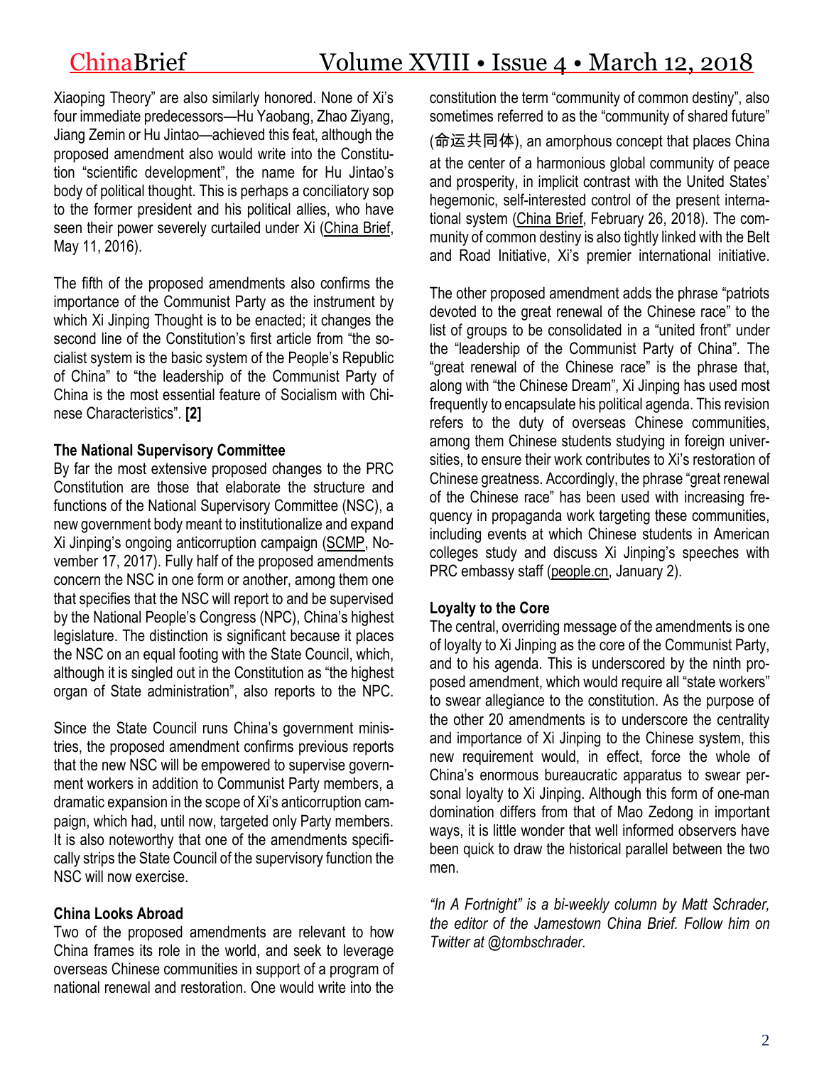Xiaoping Theory" are also similarly honored. None of Xi's four immediate predecessors—Hu Yaobang, Zhao Ziyang, Jiang Zemin or Hu Jintao—achieved this feat, although the proposed amendment also would write into the Constitution "scientific development", the name for Hu Jintao's body of political thought. This is perhaps a conciliatory sop to the former president and his political allies, who have seen their power severely curtailed under Xi (China Brief, May 11, 2016).

The fifth of the proposed amendments also confirms the importance of the Communist Party as the instrument by which Xi Jinping Thought is to be enacted; it changes the second line of the Constitution's first article from "the socialist system is the basic system of the People's Republic of China" to "the leadership of the Communist Party of China is the most essential feature of Socialism with Chinese Characteristics". **[2]**

### The National Supervisory Committee

By far the most extensive proposed changes to the PRC Constitution are those that elaborate the structure and functions of the National Supervisory Committee (NSC), a new government body meant to institutionalize and expand Xi Jinping's ongoing anticorruption campaign (SCMP, November 17, 2017). Fully half of the proposed amendments concern the NSC in one form or another, among them one that specifies that the NSC will report to and be supervised by the National People's Congress (NPC), China's highest legislature. The distinction is significant because it places the NSC on an equal footing with the State Council, which, although it is singled out in the Constitution as "the highest organ of State administration", also reports to the NPC.

Since the State Council runs China's government ministries, the proposed amendment confirms previous reports that the new NSC will be empowered to supervise government workers in addition to Communist Party members, a dramatic expansion in the scope of Xi's anticorruption campaign, which had, until now, targeted only Party members. It is also noteworthy that one of the amendments specifically strips the State Council of the supervisory function the NSC will now exercise.

### China Looks Abroad

Two of the proposed amendments are relevant to how China frames its role in the world, and seek to leverage overseas Chinese communities in support of a program of national renewal and restoration. One would write into the constitution the term "community of common destiny", also sometimes referred to as the "community of shared future" (命运共同体), an amorphous concept that places China at the center of a harmonious global community of peace and prosperity, in implicit contrast with the United States' hegemonic, self-interested control of the present international system (China Brief, February 26, 2018). The community of common destiny is also tightly linked with the Belt and Road Initiative, Xi's premier international initiative.

The other proposed amendment adds the phrase "patriots devoted to the great renewal of the Chinese race" to the list of groups to be consolidated in a "united front" under the "leadership of the Communist Party of China". The "great renewal of the Chinese race" is the phrase that, along with "the Chinese Dream", Xi Jinping has used most frequently to encapsulate his political agenda. This revision refers to the duty of overseas Chinese communities, among them Chinese students studying in foreign universities, to ensure their work contributes to Xi's restoration of Chinese greatness. Accordingly, the phrase "great renewal of the Chinese race" has been used with increasing frequency in propaganda work targeting these communities, including events at which Chinese students in American colleges study and discuss Xi Jinping's speeches with PRC embassy staff (people.cn, January 2).

### Loyalty to the Core

The central, overriding message of the amendments is one of loyalty to Xi Jinping as the core of the Communist Party, and to his agenda. This is underscored by the ninth proposed amendment, which would require all "state workers" to swear allegiance to the constitution. As the purpose of the other 20 amendments is to underscore the centrality and importance of Xi Jinping to the Chinese system, this new requirement would, in effect, force the whole of China's enormous bureaucratic apparatus to swear personal loyalty to Xi Jinping. Although this form of one-man domination differs from that of Mao Zedong in important ways, it is little wonder that well informed observers have been quick to draw the historical parallel between the two men.

*"In A Fortnight" is a bi-weekly column by Matt Schrader, the editor of the Jamestown China Brief. Follow him on Twitter at @tombschrader.*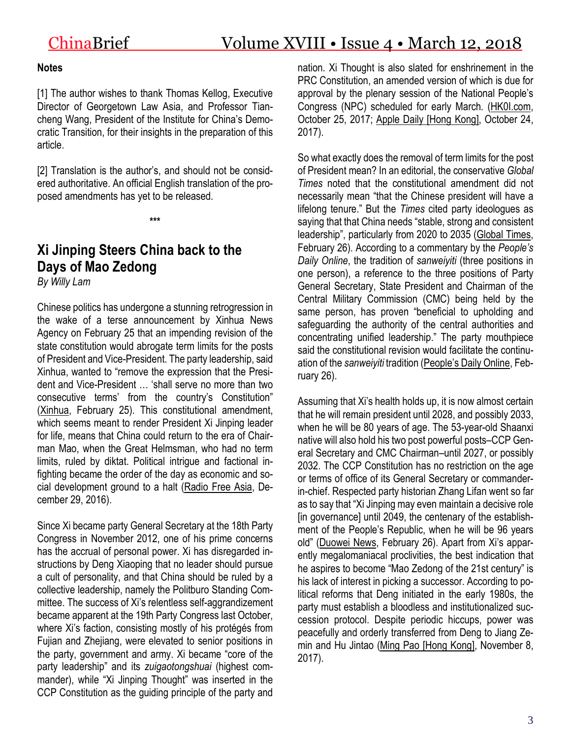**Notes**

[1] The author wishes to thank Thomas Kellog, Executive Director of Georgetown Law Asia, and Professor Tian-cheng Wang, President of the Institute for China's Democratic Transition, for their insights in the preparation of this article.

[2] Translation is the author's, and should not be considered authoritative. An official English translation of the proposed amendments has yet to be released.

\*\*\*

## Xi Jinping Steers China back to the Days of Mao Zedong

*By Willy Lam*

Chinese politics has undergone a stunning retrogression in the wake of a terse announcement by Xinhua News Agency on February 25 that an impending revision of the state constitution would abrogate term limits for the posts of President and Vice-President. The party leadership, said Xinhua, wanted to "remove the expression that the President and Vice-President … 'shall serve no more than two consecutive terms' from the country's Constitution" (Xinhua, February 25). This constitutional amendment, which seems meant to render President Xi Jinping leader for life, means that China could return to the era of Chairman Mao, when the Great Helmsman, who had no term limits, ruled by diktat. Political intrigue and factional infighting became the order of the day as economic and social development ground to a halt (Radio Free Asia, December 29, 2016).

Since Xi became party General Secretary at the 18th Party Congress in November 2012, one of his prime concerns has the accrual of personal power. Xi has disregarded instructions by Deng Xiaoping that no leader should pursue a cult of personality, and that China should be ruled by a collective leadership, namely the Politburo Standing Committee. The success of Xi's relentless self-aggrandizement became apparent at the 19th Party Congress last October, where Xi's faction, consisting mostly of his protégés from Fujian and Zhejiang, were elevated to senior positions in the party, government and army. Xi became "core of the party leadership" and its *zuigaotongshuai* (highest commander), while "Xi Jinping Thought" was inserted in the CCP Constitution as the guiding principle of the party and nation. Xi Thought is also slated for enshrinement in the PRC Constitution, an amended version of which is due for approval by the plenary session of the National People's Congress (NPC) scheduled for early March. (HK01.com, October 25, 2017; Apple Daily [Hong Kong], October 24, 2017).

So what exactly does the removal of term limits for the post of President mean? In an editorial, the conservative *Global Times* noted that the constitutional amendment did not necessarily mean "that the Chinese president will have a lifelong tenure." But the *Times* cited party ideologues as saying that that China needs "stable, strong and consistent leadership", particularly from 2020 to 2035 (Global Times, February 26). According to a commentary by the *People's Daily Online*, the tradition of *sanweiyiti* (three positions in one person), a reference to the three positions of Party General Secretary, State President and Chairman of the Central Military Commission (CMC) being held by the same person, has proven "beneficial to upholding and safeguarding the authority of the central authorities and concentrating unified leadership." The party mouthpiece said the constitutional revision would facilitate the continuation of the *sanweiyiti* tradition (People's Daily Online, February 26).

Assuming that Xi's health holds up, it is now almost certain that he will remain president until 2028, and possibly 2033, when he will be 80 years of age. The 53-year-old Shaanxi native will also hold his two post powerful posts–CCP General Secretary and CMC Chairman–until 2027, or possibly 2032. The CCP Constitution has no restriction on the age or terms of office of its General Secretary or commander-in-chief. Respected party historian Zhang Lifan went so far as to say that "Xi Jinping may even maintain a decisive role [in governance] until 2049, the centenary of the establishment of the People's Republic, when he will be 96 years old" (Duowei News, February 26). Apart from Xi's apparently megalomaniacal proclivities, the best indication that he aspires to become "Mao Zedong of the 21st century" is his lack of interest in picking a successor. According to political reforms that Deng initiated in the early 1980s, the party must establish a bloodless and institutionalized succession protocol. Despite periodic hiccups, power was peacefully and orderly transferred from Deng to Jiang Zemin and Hu Jintao (Ming Pao [Hong Kong], November 8, 2017).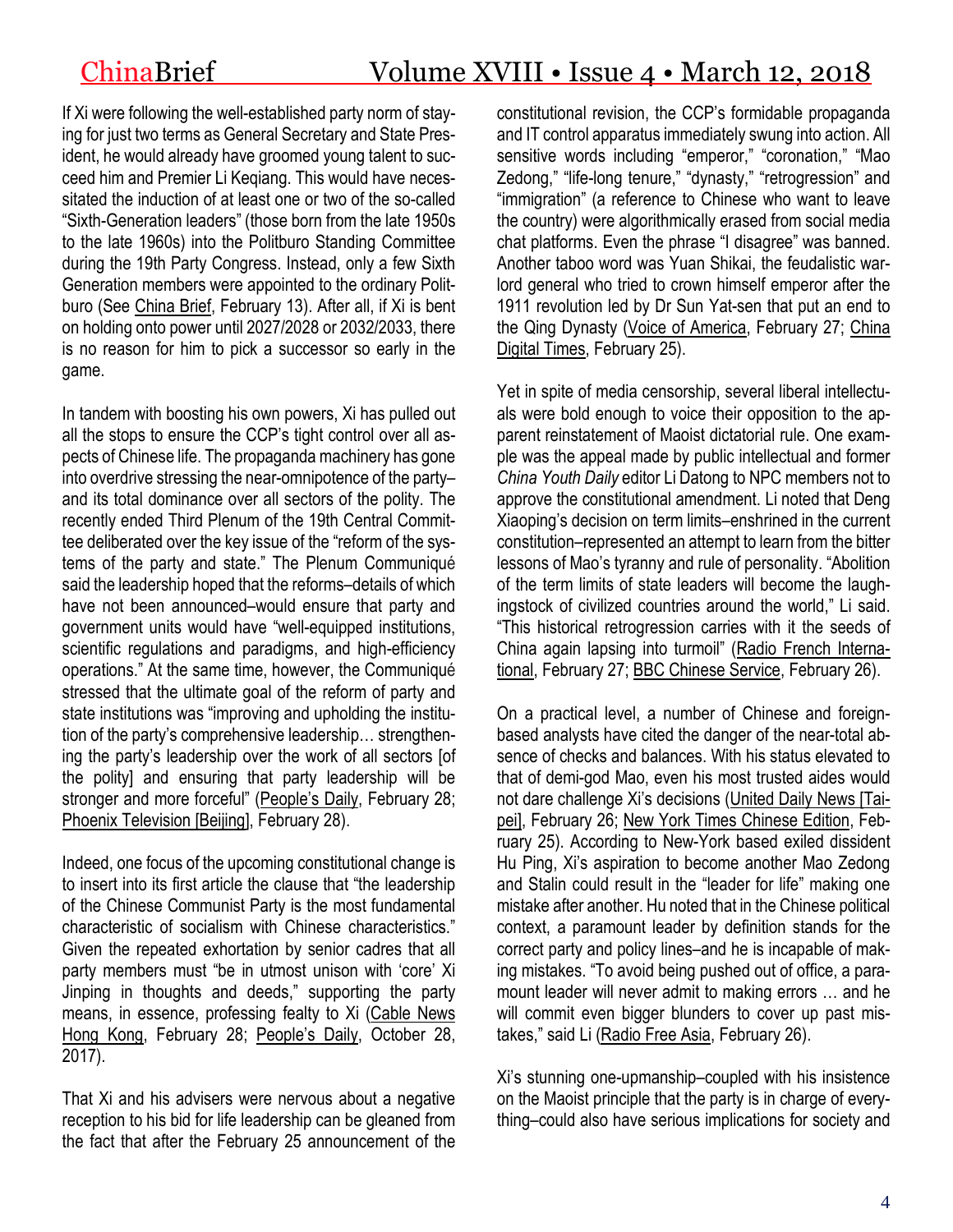If Xi were following the well-established party norm of staying for just two terms as General Secretary and State President, he would already have groomed young talent to succeed him and Premier Li Keqiang. This would have necessitated the induction of at least one or two of the so-called "Sixth-Generation leaders" (those born from the late 1950s to the late 1960s) into the Politburo Standing Committee during the 19th Party Congress. Instead, only a few Sixth Generation members were appointed to the ordinary Politburo (See China Brief, February 13). After all, if Xi is bent on holding onto power until 2027/2028 or 2032/2033, there is no reason for him to pick a successor so early in the game.

In tandem with boosting his own powers, Xi has pulled out all the stops to ensure the CCP's tight control over all aspects of Chinese life. The propaganda machinery has gone into overdrive stressing the near-omnipotence of the party–and its total dominance over all sectors of the polity. The recently ended Third Plenum of the 19th Central Committee deliberated over the key issue of the "reform of the systems of the party and state." The Plenum Communiqué said the leadership hoped that the reforms–details of which have not been announced–would ensure that party and government units would have "well-equipped institutions, scientific regulations and paradigms, and high-efficiency operations." At the same time, however, the Communiqué stressed that the ultimate goal of the reform of party and state institutions was "improving and upholding the institution of the party's comprehensive leadership… strengthening the party's leadership over the work of all sectors [of the polity] and ensuring that party leadership will be stronger and more forceful" (People's Daily, February 28; Phoenix Television [Beijing], February 28).

Indeed, one focus of the upcoming constitutional change is to insert into its first article the clause that "the leadership of the Chinese Communist Party is the most fundamental characteristic of socialism with Chinese characteristics." Given the repeated exhortation by senior cadres that all party members must "be in utmost unison with 'core' Xi Jinping in thoughts and deeds," supporting the party means, in essence, professing fealty to Xi (Cable News Hong Kong, February 28; People's Daily, October 28, 2017).

That Xi and his advisers were nervous about a negative reception to his bid for life leadership can be gleaned from the fact that after the February 25 announcement of the constitutional revision, the CCP's formidable propaganda and IT control apparatus immediately swung into action. All sensitive words including "emperor," "coronation," "Mao Zedong," "life-long tenure," "dynasty," "retrogression" and "immigration" (a reference to Chinese who want to leave the country) were algorithmically erased from social media chat platforms. Even the phrase "I disagree" was banned. Another taboo word was Yuan Shikai, the feudalistic warlord general who tried to crown himself emperor after the 1911 revolution led by Dr Sun Yat-sen that put an end to the Qing Dynasty (Voice of America, February 27; China Digital Times, February 25).

Yet in spite of media censorship, several liberal intellectuals were bold enough to voice their opposition to the apparent reinstatement of Maoist dictatorial rule. One example was the appeal made by public intellectual and former *China Youth Daily* editor Li Datong to NPC members not to approve the constitutional amendment. Li noted that Deng Xiaoping's decision on term limits–enshrined in the current constitution–represented an attempt to learn from the bitter lessons of Mao's tyranny and rule of personality. "Abolition of the term limits of state leaders will become the laughingstock of civilized countries around the world," Li said. "This historical retrogression carries with it the seeds of China again lapsing into turmoil" (Radio French International, February 27; BBC Chinese Service, February 26).

On a practical level, a number of Chinese and foreign-based analysts have cited the danger of the near-total absence of checks and balances. With his status elevated to that of demi-god Mao, even his most trusted aides would not dare challenge Xi's decisions (United Daily News [Taipei], February 26; New York Times Chinese Edition, February 25). According to New-York based exiled dissident Hu Ping, Xi's aspiration to become another Mao Zedong and Stalin could result in the "leader for life" making one mistake after another. Hu noted that in the Chinese political context, a paramount leader by definition stands for the correct party and policy lines–and he is incapable of making mistakes. "To avoid being pushed out of office, a paramount leader will never admit to making errors … and he will commit even bigger blunders to cover up past mistakes," said Li (Radio Free Asia, February 26).

Xi's stunning one-upmanship–coupled with his insistence on the Maoist principle that the party is in charge of everything–could also have serious implications for society and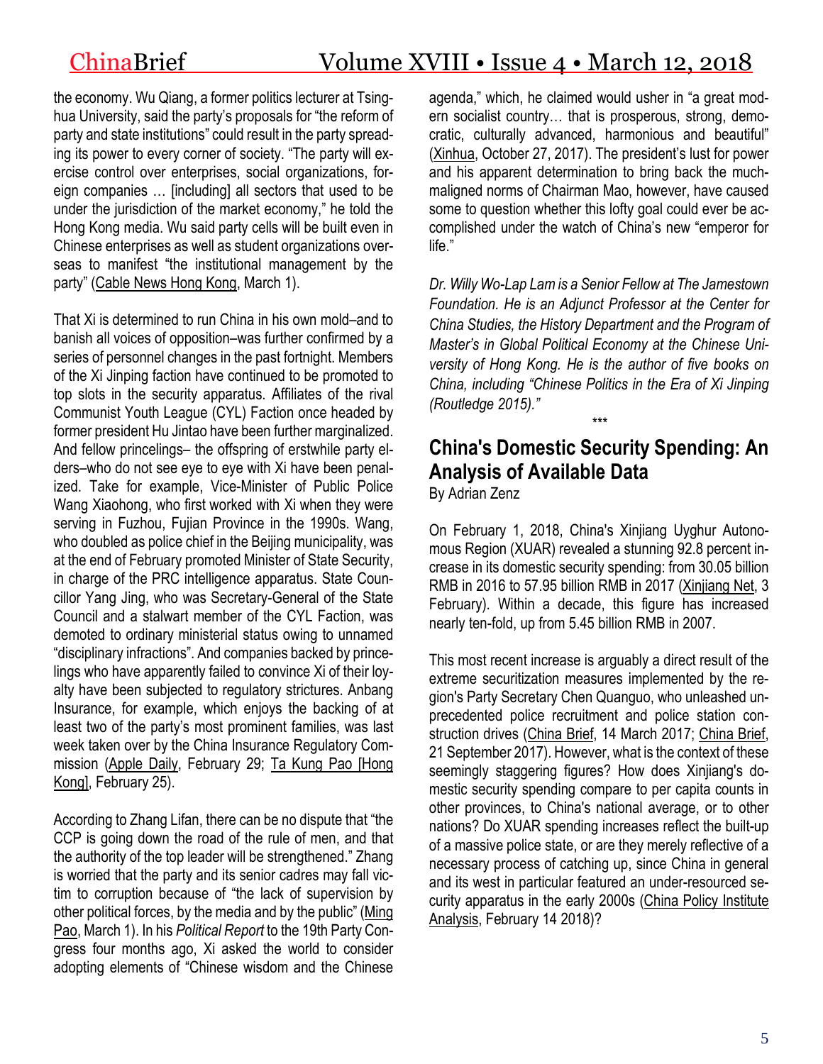the economy. Wu Qiang, a former politics lecturer at Tsinghua University, said the party's proposals for "the reform of party and state institutions" could result in the party spreading its power to every corner of society. "The party will exercise control over enterprises, social organizations, foreign companies … [including] all sectors that used to be under the jurisdiction of the market economy," he told the Hong Kong media. Wu said party cells will be built even in Chinese enterprises as well as student organizations overseas to manifest "the institutional management by the party" (Cable News Hong Kong, March 1).

That Xi is determined to run China in his own mold–and to banish all voices of opposition–was further confirmed by a series of personnel changes in the past fortnight. Members of the Xi Jinping faction have continued to be promoted to top slots in the security apparatus. Affiliates of the rival Communist Youth League (CYL) Faction once headed by former president Hu Jintao have been further marginalized. And fellow princelings– the offspring of erstwhile party elders–who do not see eye to eye with Xi have been penalized. Take for example, Vice-Minister of Public Police Wang Xiaohong, who first worked with Xi when they were serving in Fuzhou, Fujian Province in the 1990s. Wang, who doubled as police chief in the Beijing municipality, was at the end of February promoted Minister of State Security, in charge of the PRC intelligence apparatus. State Councillor Yang Jing, who was Secretary-General of the State Council and a stalwart member of the CYL Faction, was demoted to ordinary ministerial status owing to unnamed "disciplinary infractions". And companies backed by princelings who have apparently failed to convince Xi of their loyalty have been subjected to regulatory strictures. Anbang Insurance, for example, which enjoys the backing of at least two of the party's most prominent families, was last week taken over by the China Insurance Regulatory Commission (Apple Daily, February 29; Ta Kung Pao [Hong Kong], February 25).

According to Zhang Lifan, there can be no dispute that "the CCP is going down the road of the rule of men, and that the authority of the top leader will be strengthened." Zhang is worried that the party and its senior cadres may fall victim to corruption because of "the lack of supervision by other political forces, by the media and by the public" (Ming Pao, March 1). In his *Political Report* to the 19th Party Congress four months ago, Xi asked the world to consider adopting elements of "Chinese wisdom and the Chinese agenda," which, he claimed would usher in "a great modern socialist country… that is prosperous, strong, democratic, culturally advanced, harmonious and beautiful" (Xinhua, October 27, 2017). The president's lust for power and his apparent determination to bring back the much-maligned norms of Chairman Mao, however, have caused some to question whether this lofty goal could ever be accomplished under the watch of China's new "emperor for life."

*Dr. Willy Wo-Lap Lam is a Senior Fellow at The Jamestown Foundation. He is an Adjunct Professor at the Center for China Studies, the History Department and the Program of Master's in Global Political Economy at the Chinese University of Hong Kong. He is the author of five books on China, including "Chinese Politics in the Era of Xi Jinping (Routledge 2015)."*

\*\*\*

## China's Domestic Security Spending: An Analysis of Available Data

By Adrian Zenz

On February 1, 2018, China's Xinjiang Uyghur Autonomous Region (XUAR) revealed a stunning 92.8 percent increase in its domestic security spending: from 30.05 billion RMB in 2016 to 57.95 billion RMB in 2017 (Xinjiang Net, 3 February). Within a decade, this figure has increased nearly ten-fold, up from 5.45 billion RMB in 2007.

This most recent increase is arguably a direct result of the extreme securitization measures implemented by the region's Party Secretary Chen Quanguo, who unleashed unprecedented police recruitment and police station construction drives (China Brief, 14 March 2017; China Brief, 21 September 2017). However, what is the context of these seemingly staggering figures? How does Xinjiang's domestic security spending compare to per capita counts in other provinces, to China's national average, or to other nations? Do XUAR spending increases reflect the built-up of a massive police state, or are they merely reflective of a necessary process of catching up, since China in general and its west in particular featured an under-resourced security apparatus in the early 2000s (China Policy Institute Analysis, February 14 2018)?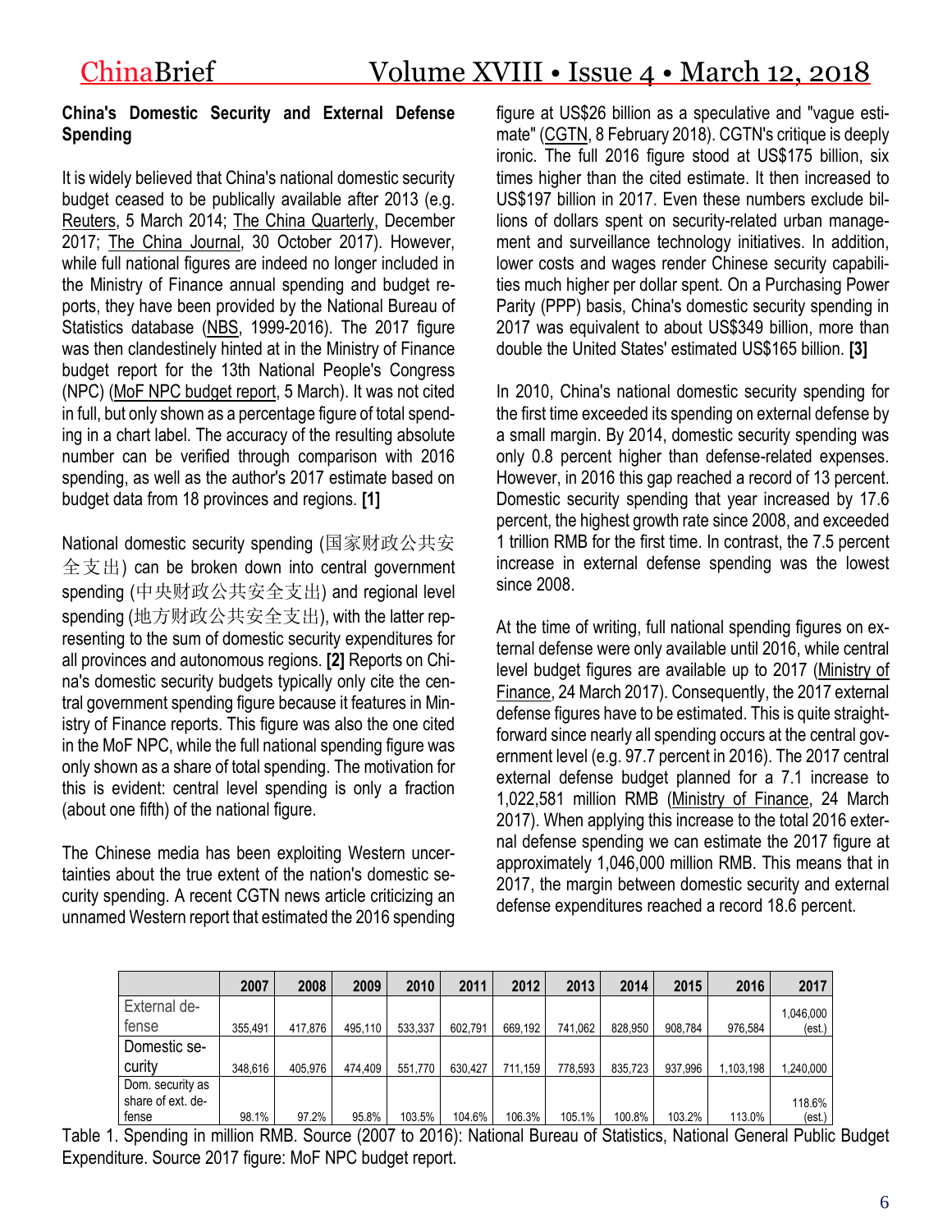### China's Domestic Security and External Defense Spending

It is widely believed that China's national domestic security budget ceased to be publically available after 2013 (e.g. Reuters, 5 March 2014; The China Quarterly, December 2017; The China Journal, 30 October 2017). However, while full national figures are indeed no longer included in the Ministry of Finance annual spending and budget reports, they have been provided by the National Bureau of Statistics database (NBS, 1999-2016). The 2017 figure was then clandestinely hinted at in the Ministry of Finance budget report for the 13th National People's Congress (NPC) (MoF NPC budget report, 5 March). It was not cited in full, but only shown as a percentage figure of total spending in a chart label. The accuracy of the resulting absolute number can be verified through comparison with 2016 spending, as well as the author's 2017 estimate based on budget data from 18 provinces and regions. **[1]**

National domestic security spending (国家财政公共安全支出) can be broken down into central government spending (中央财政公共安全支出) and regional level spending (地方财政公共安全支出), with the latter representing to the sum of domestic security expenditures for all provinces and autonomous regions. **[2]** Reports on China's domestic security budgets typically only cite the central government spending figure because it features in Ministry of Finance reports. This figure was also the one cited in the MoF NPC, while the full national spending figure was only shown as a share of total spending. The motivation for this is evident: central level spending is only a fraction (about one fifth) of the national figure.

The Chinese media has been exploiting Western uncertainties about the true extent of the nation's domestic security spending. A recent CGTN news article criticizing an unnamed Western report that estimated the 2016 spending figure at US$26 billion as a speculative and "vague estimate" (CGTN, 8 February 2018). CGTN's critique is deeply ironic. The full 2016 figure stood at US$175 billion, six times higher than the cited estimate. It then increased to US$197 billion in 2017. Even these numbers exclude billions of dollars spent on security-related urban management and surveillance technology initiatives. In addition, lower costs and wages render Chinese security capabilities much higher per dollar spent. On a Purchasing Power Parity (PPP) basis, China's domestic security spending in 2017 was equivalent to about US$349 billion, more than double the United States' estimated US$165 billion. **[3]**

In 2010, China's national domestic security spending for the first time exceeded its spending on external defense by a small margin. By 2014, domestic security spending was only 0.8 percent higher than defense-related expenses. However, in 2016 this gap reached a record of 13 percent. Domestic security spending that year increased by 17.6 percent, the highest growth rate since 2008, and exceeded 1 trillion RMB for the first time. In contrast, the 7.5 percent increase in external defense spending was the lowest since 2008.

At the time of writing, full national spending figures on external defense were only available until 2016, while central level budget figures are available up to 2017 (Ministry of Finance, 24 March 2017). Consequently, the 2017 external defense figures have to be estimated. This is quite straightforward since nearly all spending occurs at the central government level (e.g. 97.7 percent in 2016). The 2017 central external defense budget planned for a 7.1 increase to 1,022,581 million RMB (Ministry of Finance, 24 March 2017). When applying this increase to the total 2016 external defense spending we can estimate the 2017 figure at approximately 1,046,000 million RMB. This means that in 2017, the margin between domestic security and external defense expenditures reached a record 18.6 percent.

| | 2007 | 2008 | 2009 | 2010 | 2011 | 2012 | 2013 | 2014 | 2015 | 2016 | 2017 |
|---|---|---|---|---|---|---|---|---|---|---|---|
| External defense | 355,491 | 417,876 | 495,110 | 533,337 | 602,791 | 669,192 | 741,062 | 828,950 | 908,784 | 976,584 | 1,046,000 (est.) |
| Domestic security | 348,616 | 405,976 | 474,409 | 551,770 | 630,427 | 711,159 | 778,593 | 835,723 | 937,996 | 1,103,198 | 1,240,000 |
| Dom. security as share of ext. defense | 98.1% | 97.2% | 95.8% | 103.5% | 104.6% | 106.3% | 105.1% | 100.8% | 103.2% | 113.0% | 118.6% (est.) |

Table 1. Spending in million RMB. Source (2007 to 2016): National Bureau of Statistics, National General Public Budget Expenditure. Source 2017 figure: MoF NPC budget report.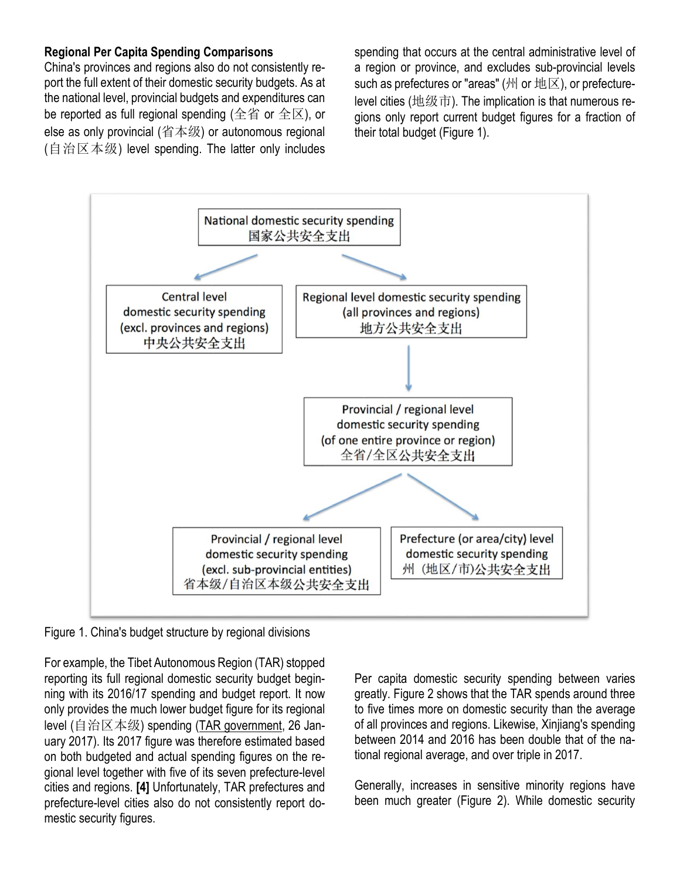**Regional Per Capita Spending Comparisons**

China's provinces and regions also do not consistently report the full extent of their domestic security budgets. As at the national level, provincial budgets and expenditures can be reported as full regional spending (全省 or 全区), or else as only provincial (省本级) or autonomous regional (自治区本级) level spending. The latter only includes spending that occurs at the central administrative level of a region or province, and excludes sub-provincial levels such as prefectures or "areas" (州 or 地区), or prefecture-level cities (地级市). The implication is that numerous regions only report current budget figures for a fraction of their total budget (Figure 1).

National domestic security spending
国家公共安全支出

Central level domestic security spending (excl. provinces and regions)
中央公共安全支出

Regional level domestic security spending (all provinces and regions)
地方公共安全支出

Provincial / regional level domestic security spending (of one entire province or region)
全省/全区公共安全支出

Provincial / regional level domestic security spending (excl. sub-provincial entities)
省本级/自治区本级公共安全支出

Prefecture (or area/city) level domestic security spending
州（地区/市)公共安全支出

Figure 1. China's budget structure by regional divisions

For example, the Tibet Autonomous Region (TAR) stopped reporting its full regional domestic security budget beginning with its 2016/17 spending and budget report. It now only provides the much lower budget figure for its regional level (自治区本级) spending (TAR government, 26 January 2017). Its 2017 figure was therefore estimated based on both budgeted and actual spending figures on the regional level together with five of its seven prefecture-level cities and regions. **[4]** Unfortunately, TAR prefectures and prefecture-level cities also do not consistently report domestic security figures.

Per capita domestic security spending between varies greatly. Figure 2 shows that the TAR spends around three to five times more on domestic security than the average of all provinces and regions. Likewise, Xinjiang's spending between 2014 and 2016 has been double that of the national regional average, and over triple in 2017.

Generally, increases in sensitive minority regions have been much greater (Figure 2). While domestic security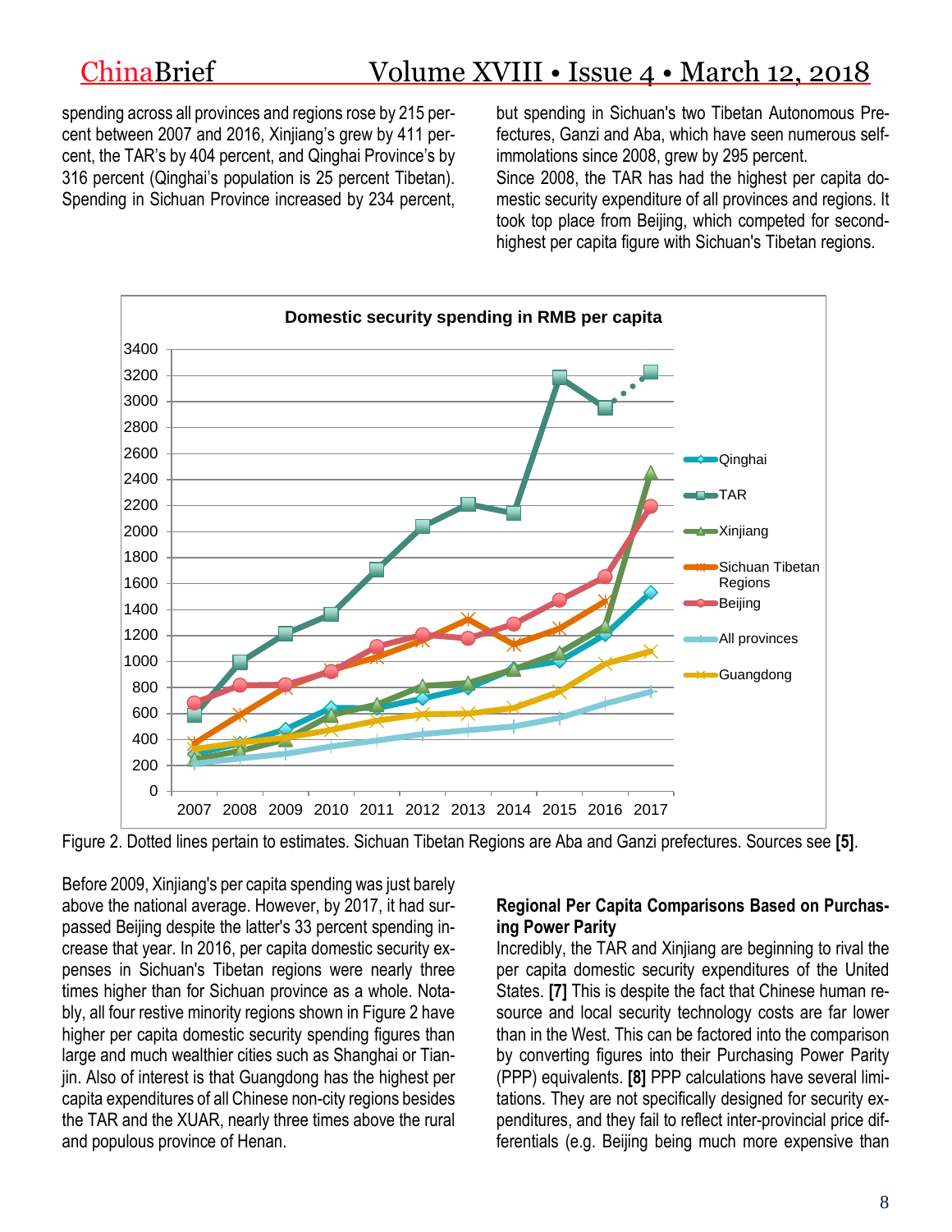spending across all provinces and regions rose by 215 percent between 2007 and 2016, Xinjiang's grew by 411 percent, the TAR's by 404 percent, and Qinghai Province's by 316 percent (Qinghai's population is 25 percent Tibetan). Spending in Sichuan Province increased by 234 percent, but spending in Sichuan's two Tibetan Autonomous Prefectures, Ganzi and Aba, which have seen numerous self-immolations since 2008, grew by 295 percent.

Since 2008, the TAR has had the highest per capita domestic security expenditure of all provinces and regions. It took top place from Beijing, which competed for second-highest per capita figure with Sichuan's Tibetan regions.

Figure 2. Dotted lines pertain to estimates. Sichuan Tibetan Regions are Aba and Ganzi prefectures. Sources see **[5]**.

Before 2009, Xinjiang's per capita spending was just barely above the national average. However, by 2017, it had surpassed Beijing despite the latter's 33 percent spending increase that year. In 2016, per capita domestic security expenses in Sichuan's Tibetan regions were nearly three times higher than for Sichuan province as a whole. Notably, all four restive minority regions shown in Figure 2 have higher per capita domestic security spending figures than large and much wealthier cities such as Shanghai or Tianjin. Also of interest is that Guangdong has the highest per capita expenditures of all Chinese non-city regions besides the TAR and the XUAR, nearly three times above the rural and populous province of Henan.

**Regional Per Capita Comparisons Based on Purchasing Power Parity**

Incredibly, the TAR and Xinjiang are beginning to rival the per capita domestic security expenditures of the United States. **[7]** This is despite the fact that Chinese human resource and local security technology costs are far lower than in the West. This can be factored into the comparison by converting figures into their Purchasing Power Parity (PPP) equivalents. **[8]** PPP calculations have several limitations. They are not specifically designed for security expenditures, and they fail to reflect inter-provincial price differentials (e.g. Beijing being much more expensive than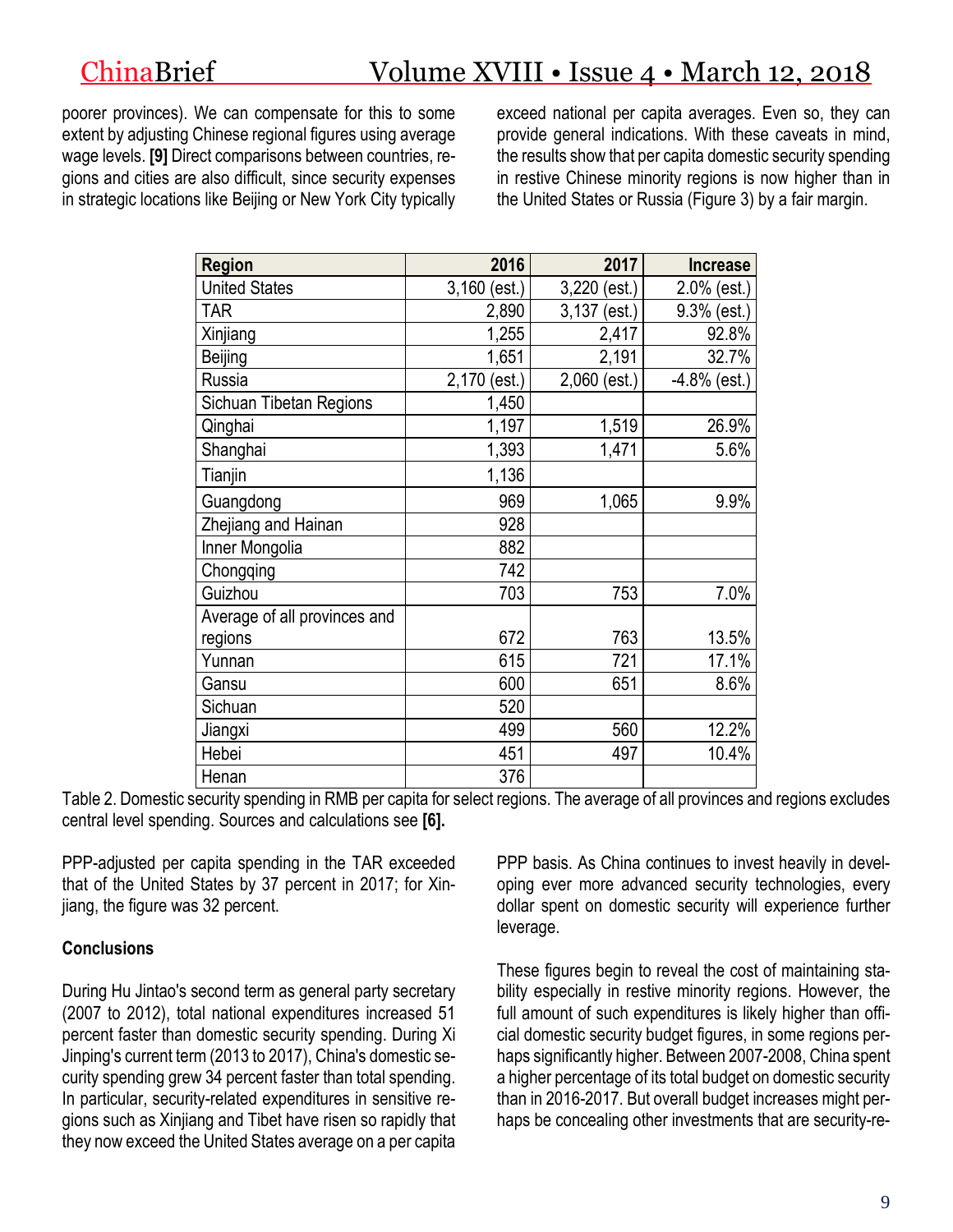poorer provinces). We can compensate for this to some extent by adjusting Chinese regional figures using average wage levels. **[9]** Direct comparisons between countries, regions and cities are also difficult, since security expenses in strategic locations like Beijing or New York City typically exceed national per capita averages. Even so, they can provide general indications. With these caveats in mind, the results show that per capita domestic security spending in restive Chinese minority regions is now higher than in the United States or Russia (Figure 3) by a fair margin.

| Region | 2016 | 2017 | Increase |
|---|---:|---:|---:|
| United States | 3,160 (est.) | 3,220 (est.) | 2.0% (est.) |
| TAR | 2,890 | 3,137 (est.) | 9.3% (est.) |
| Xinjiang | 1,255 | 2,417 | 92.8% |
| Beijing | 1,651 | 2,191 | 32.7% |
| Russia | 2,170 (est.) | 2,060 (est.) | -4.8% (est.) |
| Sichuan Tibetan Regions | 1,450 | | |
| Qinghai | 1,197 | 1,519 | 26.9% |
| Shanghai | 1,393 | 1,471 | 5.6% |
| Tianjin | 1,136 | | |
| Guangdong | 969 | 1,065 | 9.9% |
| Zhejiang and Hainan | 928 | | |
| Inner Mongolia | 882 | | |
| Chongqing | 742 | | |
| Guizhou | 703 | 753 | 7.0% |
| Average of all provinces and regions | 672 | 763 | 13.5% |
| Yunnan | 615 | 721 | 17.1% |
| Gansu | 600 | 651 | 8.6% |
| Sichuan | 520 | | |
| Jiangxi | 499 | 560 | 12.2% |
| Hebei | 451 | 497 | 10.4% |
| Henan | 376 | | |

Table 2. Domestic security spending in RMB per capita for select regions. The average of all provinces and regions excludes central level spending. Sources and calculations see **[6].**

PPP-adjusted per capita spending in the TAR exceeded that of the United States by 37 percent in 2017; for Xinjiang, the figure was 32 percent.

**Conclusions**

During Hu Jintao's second term as general party secretary (2007 to 2012), total national expenditures increased 51 percent faster than domestic security spending. During Xi Jinping's current term (2013 to 2017), China's domestic security spending grew 34 percent faster than total spending. In particular, security-related expenditures in sensitive regions such as Xinjiang and Tibet have risen so rapidly that they now exceed the United States average on a per capita PPP basis. As China continues to invest heavily in developing ever more advanced security technologies, every dollar spent on domestic security will experience further leverage.

These figures begin to reveal the cost of maintaining stability especially in restive minority regions. However, the full amount of such expenditures is likely higher than official domestic security budget figures, in some regions perhaps significantly higher. Between 2007-2008, China spent a higher percentage of its total budget on domestic security than in 2016-2017. But overall budget increases might perhaps be concealing other investments that are security-re-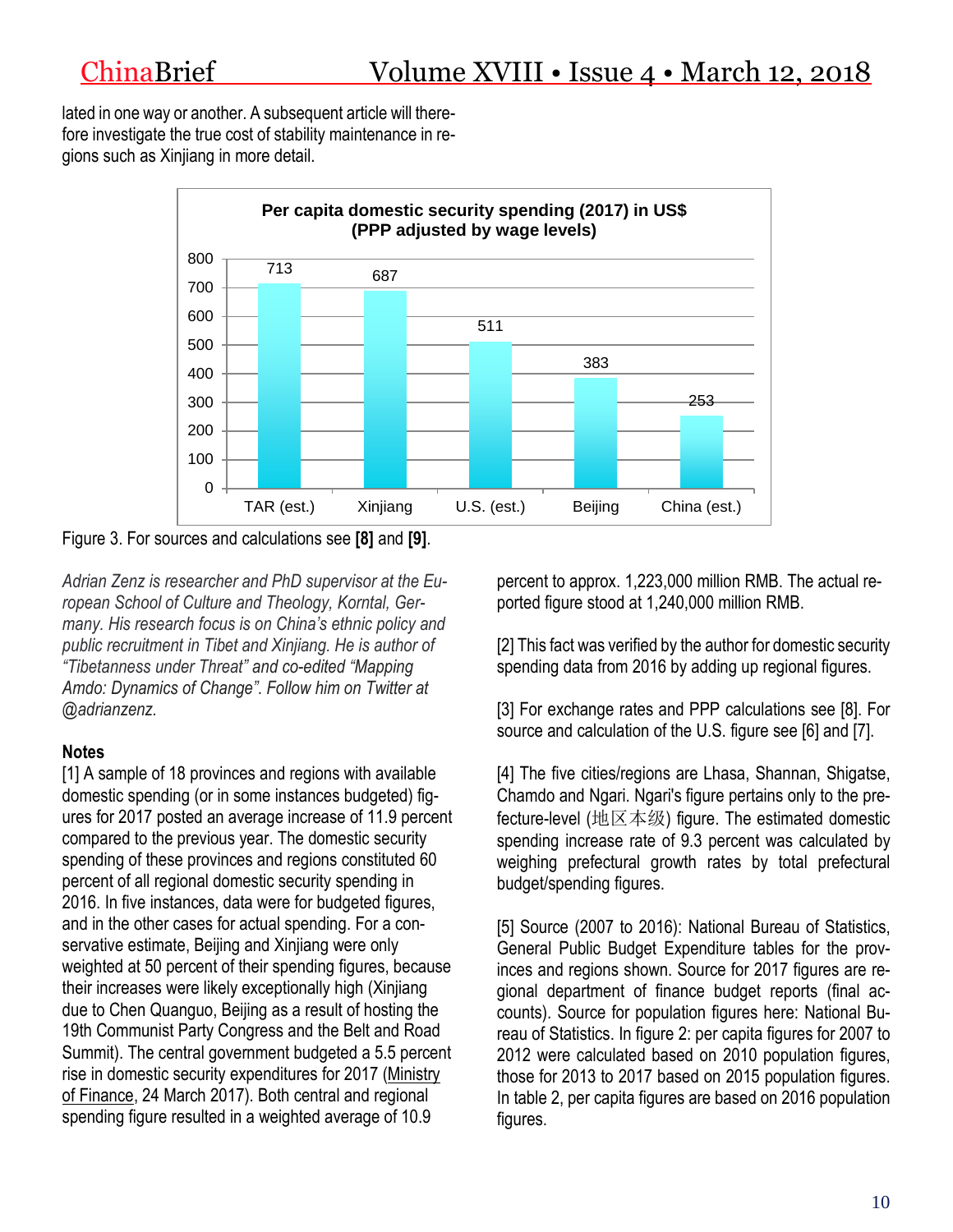lated in one way or another. A subsequent article will therefore investigate the true cost of stability maintenance in regions such as Xinjiang in more detail.

**Per capita domestic security spending (2017) in US$ (PPP adjusted by wage levels)**

| Region | Value |
|---|---|
| TAR (est.) | 713 |
| Xinjiang | 687 |
| U.S. (est.) | 511 |
| Beijing | 383 |
| China (est.) | 253 |

Figure 3. For sources and calculations see **[8]** and **[9]**.

*Adrian Zenz is researcher and PhD supervisor at the European School of Culture and Theology, Korntal, Germany. His research focus is on China's ethnic policy and public recruitment in Tibet and Xinjiang. He is author of "Tibetanness under Threat" and co-edited "Mapping Amdo: Dynamics of Change". Follow him on Twitter at @adrianzenz.*

**Notes**

[1] A sample of 18 provinces and regions with available domestic spending (or in some instances budgeted) figures for 2017 posted an average increase of 11.9 percent compared to the previous year. The domestic security spending of these provinces and regions constituted 60 percent of all regional domestic security spending in 2016. In five instances, data were for budgeted figures, and in the other cases for actual spending. For a conservative estimate, Beijing and Xinjiang were only weighted at 50 percent of their spending figures, because their increases were likely exceptionally high (Xinjiang due to Chen Quanguo, Beijing as a result of hosting the 19th Communist Party Congress and the Belt and Road Summit). The central government budgeted a 5.5 percent rise in domestic security expenditures for 2017 (Ministry of Finance, 24 March 2017). Both central and regional spending figure resulted in a weighted average of 10.9 percent to approx. 1,223,000 million RMB. The actual reported figure stood at 1,240,000 million RMB.

[2] This fact was verified by the author for domestic security spending data from 2016 by adding up regional figures.

[3] For exchange rates and PPP calculations see [8]. For source and calculation of the U.S. figure see [6] and [7].

[4] The five cities/regions are Lhasa, Shannan, Shigatse, Chamdo and Ngari. Ngari's figure pertains only to the prefecture-level (地区本级) figure. The estimated domestic spending increase rate of 9.3 percent was calculated by weighing prefectural growth rates by total prefectural budget/spending figures.

[5] Source (2007 to 2016): National Bureau of Statistics, General Public Budget Expenditure tables for the provinces and regions shown. Source for 2017 figures are regional department of finance budget reports (final accounts). Source for population figures here: National Bureau of Statistics. In figure 2: per capita figures for 2007 to 2012 were calculated based on 2010 population figures, those for 2013 to 2017 based on 2015 population figures. In table 2, per capita figures are based on 2016 population figures.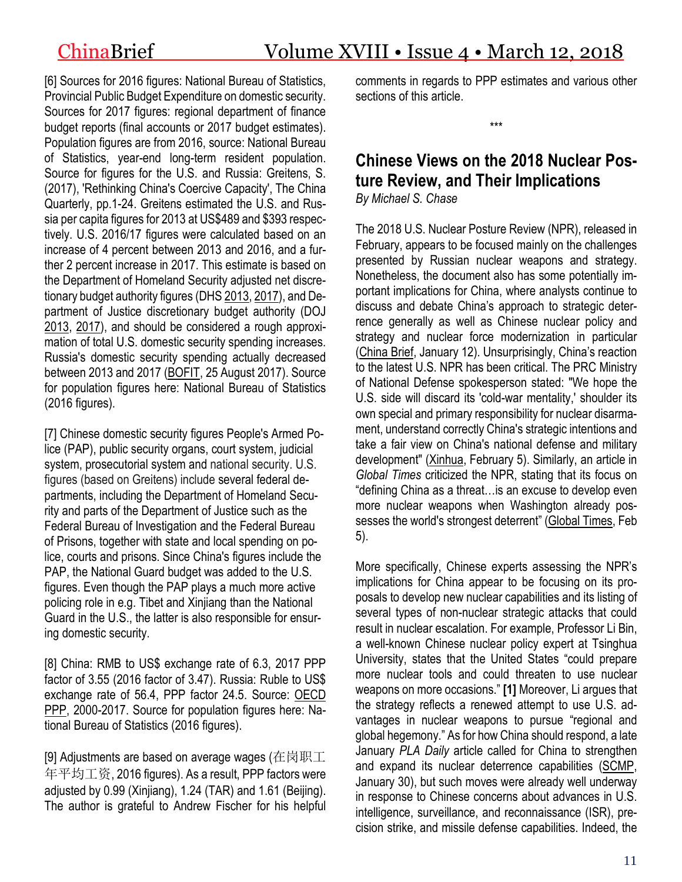[6] Sources for 2016 figures: National Bureau of Statistics, Provincial Public Budget Expenditure on domestic security. Sources for 2017 figures: regional department of finance budget reports (final accounts or 2017 budget estimates). Population figures are from 2016, source: National Bureau of Statistics, year-end long-term resident population. Source for figures for the U.S. and Russia: Greitens, S. (2017), 'Rethinking China's Coercive Capacity', The China Quarterly, pp.1-24. Greitens estimated the U.S. and Russia per capita figures for 2013 at US$489 and $393 respectively. U.S. 2016/17 figures were calculated based on an increase of 4 percent between 2013 and 2016, and a further 2 percent increase in 2017. This estimate is based on the Department of Homeland Security adjusted net discretionary budget authority figures (DHS 2013, 2017), and Department of Justice discretionary budget authority (DOJ 2013, 2017), and should be considered a rough approximation of total U.S. domestic security spending increases. Russia's domestic security spending actually decreased between 2013 and 2017 (BOFIT, 25 August 2017). Source for population figures here: National Bureau of Statistics (2016 figures).

[7] Chinese domestic security figures People's Armed Police (PAP), public security organs, court system, judicial system, prosecutorial system and national security. U.S. figures (based on Greitens) include several federal departments, including the Department of Homeland Security and parts of the Department of Justice such as the Federal Bureau of Investigation and the Federal Bureau of Prisons, together with state and local spending on police, courts and prisons. Since China's figures include the PAP, the National Guard budget was added to the U.S. figures. Even though the PAP plays a much more active policing role in e.g. Tibet and Xinjiang than the National Guard in the U.S., the latter is also responsible for ensuring domestic security.

[8] China: RMB to US$ exchange rate of 6.3, 2017 PPP factor of 3.55 (2016 factor of 3.47). Russia: Ruble to US$ exchange rate of 56.4, PPP factor 24.5. Source: OECD PPP, 2000-2017. Source for population figures here: National Bureau of Statistics (2016 figures).

[9] Adjustments are based on average wages (在岗职工年平均工资, 2016 figures). As a result, PPP factors were adjusted by 0.99 (Xinjiang), 1.24 (TAR) and 1.61 (Beijing). The author is grateful to Andrew Fischer for his helpful comments in regards to PPP estimates and various other sections of this article.

\*\*\*

## Chinese Views on the 2018 Nuclear Posture Review, and Their Implications

*By Michael S. Chase*

The 2018 U.S. Nuclear Posture Review (NPR), released in February, appears to be focused mainly on the challenges presented by Russian nuclear weapons and strategy. Nonetheless, the document also has some potentially important implications for China, where analysts continue to discuss and debate China's approach to strategic deterrence generally as well as Chinese nuclear policy and strategy and nuclear force modernization in particular (China Brief, January 12). Unsurprisingly, China's reaction to the latest U.S. NPR has been critical. The PRC Ministry of National Defense spokesperson stated: "We hope the U.S. side will discard its 'cold-war mentality,' shoulder its own special and primary responsibility for nuclear disarmament, understand correctly China's strategic intentions and take a fair view on China's national defense and military development" (Xinhua, February 5). Similarly, an article in *Global Times* criticized the NPR, stating that its focus on "defining China as a threat…is an excuse to develop even more nuclear weapons when Washington already possesses the world's strongest deterrent" (Global Times, Feb 5).

More specifically, Chinese experts assessing the NPR's implications for China appear to be focusing on its proposals to develop new nuclear capabilities and its listing of several types of non-nuclear strategic attacks that could result in nuclear escalation. For example, Professor Li Bin, a well-known Chinese nuclear policy expert at Tsinghua University, states that the United States "could prepare more nuclear tools and could threaten to use nuclear weapons on more occasions." **[1]** Moreover, Li argues that the strategy reflects a renewed attempt to use U.S. advantages in nuclear weapons to pursue "regional and global hegemony." As for how China should respond, a late January *PLA Daily* article called for China to strengthen and expand its nuclear deterrence capabilities (SCMP, January 30), but such moves were already well underway in response to Chinese concerns about advances in U.S. intelligence, surveillance, and reconnaissance (ISR), precision strike, and missile defense capabilities. Indeed, the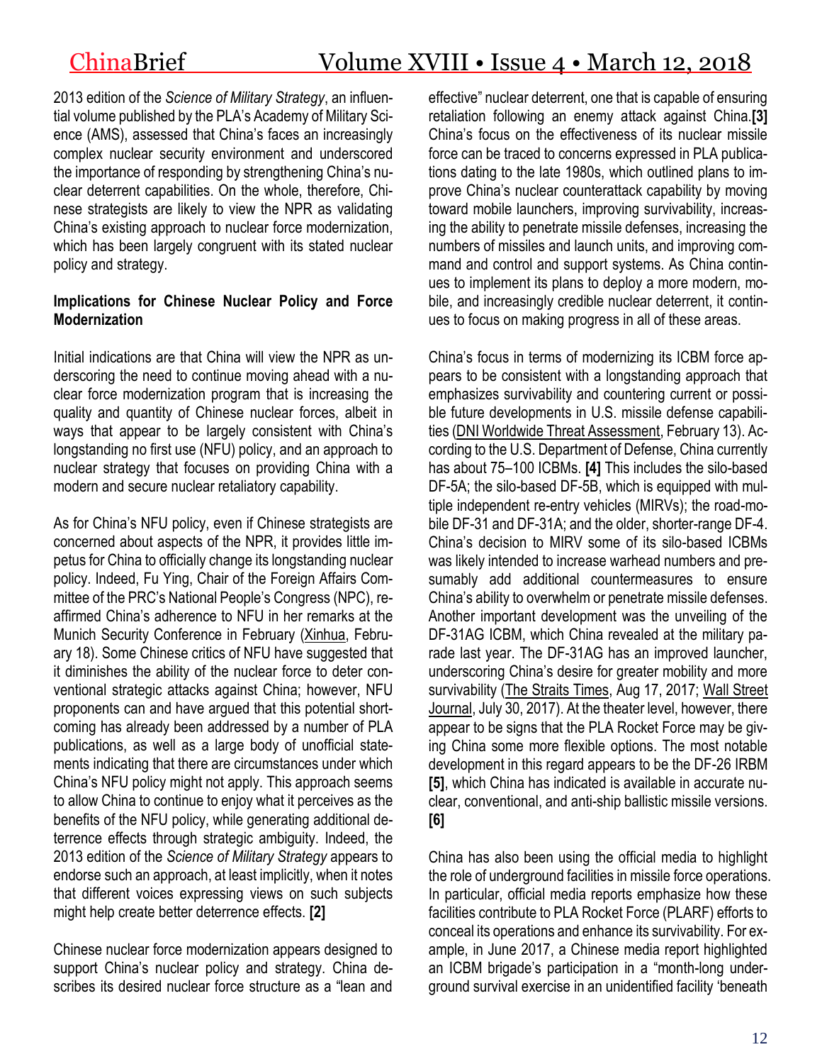2013 edition of the *Science of Military Strategy*, an influential volume published by the PLA's Academy of Military Science (AMS), assessed that China's faces an increasingly complex nuclear security environment and underscored the importance of responding by strengthening China's nuclear deterrent capabilities. On the whole, therefore, Chinese strategists are likely to view the NPR as validating China's existing approach to nuclear force modernization, which has been largely congruent with its stated nuclear policy and strategy.

**Implications for Chinese Nuclear Policy and Force Modernization**

Initial indications are that China will view the NPR as underscoring the need to continue moving ahead with a nuclear force modernization program that is increasing the quality and quantity of Chinese nuclear forces, albeit in ways that appear to be largely consistent with China's longstanding no first use (NFU) policy, and an approach to nuclear strategy that focuses on providing China with a modern and secure nuclear retaliatory capability.

As for China's NFU policy, even if Chinese strategists are concerned about aspects of the NPR, it provides little impetus for China to officially change its longstanding nuclear policy. Indeed, Fu Ying, Chair of the Foreign Affairs Committee of the PRC's National People's Congress (NPC), reaffirmed China's adherence to NFU in her remarks at the Munich Security Conference in February (Xinhua, February 18). Some Chinese critics of NFU have suggested that it diminishes the ability of the nuclear force to deter conventional strategic attacks against China; however, NFU proponents can and have argued that this potential shortcoming has already been addressed by a number of PLA publications, as well as a large body of unofficial statements indicating that there are circumstances under which China's NFU policy might not apply. This approach seems to allow China to continue to enjoy what it perceives as the benefits of the NFU policy, while generating additional deterrence effects through strategic ambiguity. Indeed, the 2013 edition of the *Science of Military Strategy* appears to endorse such an approach, at least implicitly, when it notes that different voices expressing views on such subjects might help create better deterrence effects. **[2]**

Chinese nuclear force modernization appears designed to support China's nuclear policy and strategy. China describes its desired nuclear force structure as a "lean and effective" nuclear deterrent, one that is capable of ensuring retaliation following an enemy attack against China.**[3]** China's focus on the effectiveness of its nuclear missile force can be traced to concerns expressed in PLA publications dating to the late 1980s, which outlined plans to improve China's nuclear counterattack capability by moving toward mobile launchers, improving survivability, increasing the ability to penetrate missile defenses, increasing the numbers of missiles and launch units, and improving command and control and support systems. As China continues to implement its plans to deploy a more modern, mobile, and increasingly credible nuclear deterrent, it continues to focus on making progress in all of these areas.

China's focus in terms of modernizing its ICBM force appears to be consistent with a longstanding approach that emphasizes survivability and countering current or possible future developments in U.S. missile defense capabilities (DNI Worldwide Threat Assessment, February 13). According to the U.S. Department of Defense, China currently has about 75–100 ICBMs. **[4]** This includes the silo-based DF-5A; the silo-based DF-5B, which is equipped with multiple independent re-entry vehicles (MIRVs); the road-mobile DF-31 and DF-31A; and the older, shorter-range DF-4. China's decision to MIRV some of its silo-based ICBMs was likely intended to increase warhead numbers and presumably add additional countermeasures to ensure China's ability to overwhelm or penetrate missile defenses. Another important development was the unveiling of the DF-31AG ICBM, which China revealed at the military parade last year. The DF-31AG has an improved launcher, underscoring China's desire for greater mobility and more survivability (The Straits Times, Aug 17, 2017; Wall Street Journal, July 30, 2017). At the theater level, however, there appear to be signs that the PLA Rocket Force may be giving China some more flexible options. The most notable development in this regard appears to be the DF-26 IRBM **[5]**, which China has indicated is available in accurate nuclear, conventional, and anti-ship ballistic missile versions. **[6]**

China has also been using the official media to highlight the role of underground facilities in missile force operations. In particular, official media reports emphasize how these facilities contribute to PLA Rocket Force (PLARF) efforts to conceal its operations and enhance its survivability. For example, in June 2017, a Chinese media report highlighted an ICBM brigade's participation in a "month-long underground survival exercise in an unidentified facility 'beneath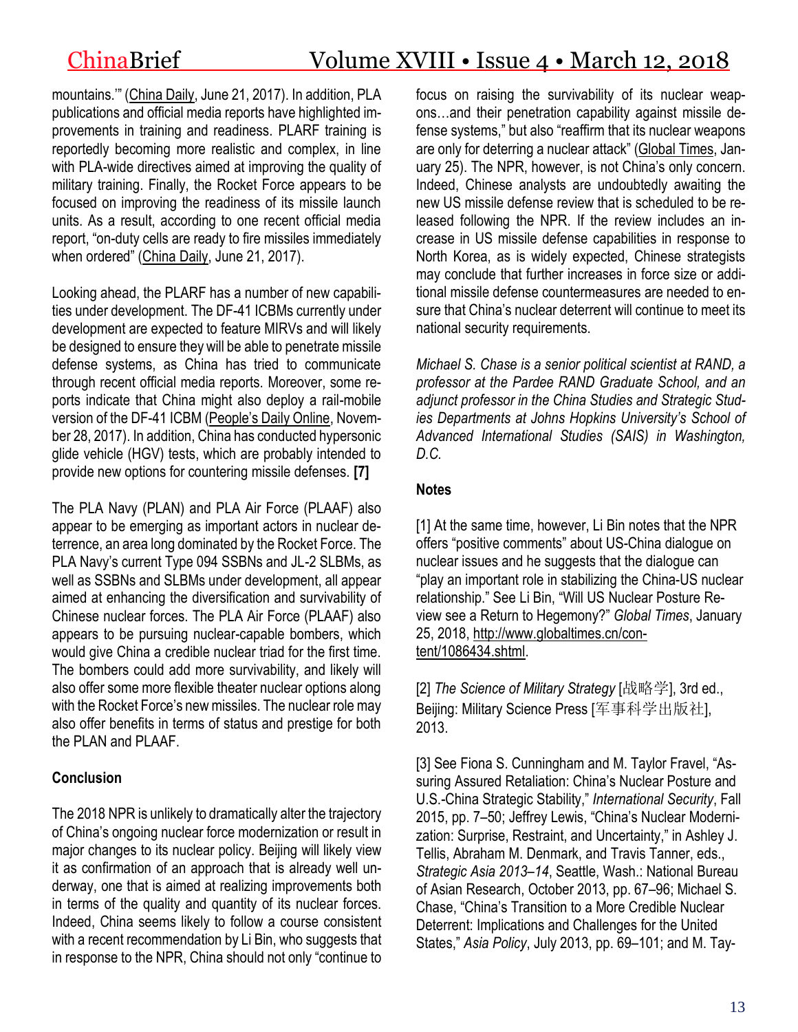mountains.'" (China Daily, June 21, 2017). In addition, PLA publications and official media reports have highlighted improvements in training and readiness. PLARF training is reportedly becoming more realistic and complex, in line with PLA-wide directives aimed at improving the quality of military training. Finally, the Rocket Force appears to be focused on improving the readiness of its missile launch units. As a result, according to one recent official media report, "on-duty cells are ready to fire missiles immediately when ordered" (China Daily, June 21, 2017).

Looking ahead, the PLARF has a number of new capabilities under development. The DF-41 ICBMs currently under development are expected to feature MIRVs and will likely be designed to ensure they will be able to penetrate missile defense systems, as China has tried to communicate through recent official media reports. Moreover, some reports indicate that China might also deploy a rail-mobile version of the DF-41 ICBM (People's Daily Online, November 28, 2017). In addition, China has conducted hypersonic glide vehicle (HGV) tests, which are probably intended to provide new options for countering missile defenses. **[7]**

The PLA Navy (PLAN) and PLA Air Force (PLAAF) also appear to be emerging as important actors in nuclear deterrence, an area long dominated by the Rocket Force. The PLA Navy's current Type 094 SSBNs and JL-2 SLBMs, as well as SSBNs and SLBMs under development, all appear aimed at enhancing the diversification and survivability of Chinese nuclear forces. The PLA Air Force (PLAAF) also appears to be pursuing nuclear-capable bombers, which would give China a credible nuclear triad for the first time. The bombers could add more survivability, and likely will also offer some more flexible theater nuclear options along with the Rocket Force's new missiles. The nuclear role may also offer benefits in terms of status and prestige for both the PLAN and PLAAF.

**Conclusion**

The 2018 NPR is unlikely to dramatically alter the trajectory of China's ongoing nuclear force modernization or result in major changes to its nuclear policy. Beijing will likely view it as confirmation of an approach that is already well underway, one that is aimed at realizing improvements both in terms of the quality and quantity of its nuclear forces. Indeed, China seems likely to follow a course consistent with a recent recommendation by Li Bin, who suggests that in response to the NPR, China should not only "continue to focus on raising the survivability of its nuclear weapons…and their penetration capability against missile defense systems," but also "reaffirm that its nuclear weapons are only for deterring a nuclear attack" (Global Times, January 25). The NPR, however, is not China's only concern. Indeed, Chinese analysts are undoubtedly awaiting the new US missile defense review that is scheduled to be released following the NPR. If the review includes an increase in US missile defense capabilities in response to North Korea, as is widely expected, Chinese strategists may conclude that further increases in force size or additional missile defense countermeasures are needed to ensure that China's nuclear deterrent will continue to meet its national security requirements.

*Michael S. Chase is a senior political scientist at RAND, a professor at the Pardee RAND Graduate School, and an adjunct professor in the China Studies and Strategic Studies Departments at Johns Hopkins University's School of Advanced International Studies (SAIS) in Washington, D.C.*

**Notes**

[1] At the same time, however, Li Bin notes that the NPR offers "positive comments" about US-China dialogue on nuclear issues and he suggests that the dialogue can "play an important role in stabilizing the China-US nuclear relationship." See Li Bin, "Will US Nuclear Posture Review see a Return to Hegemony?" *Global Times*, January 25, 2018, http://www.globaltimes.cn/content/1086434.shtml.

[2] *The Science of Military Strategy* [战略学], 3rd ed., Beijing: Military Science Press [军事科学出版社], 2013.

[3] See Fiona S. Cunningham and M. Taylor Fravel, "Assuring Assured Retaliation: China's Nuclear Posture and U.S.-China Strategic Stability," *International Security*, Fall 2015, pp. 7–50; Jeffrey Lewis, "China's Nuclear Modernization: Surprise, Restraint, and Uncertainty," in Ashley J. Tellis, Abraham M. Denmark, and Travis Tanner, eds., *Strategic Asia 2013–14*, Seattle, Wash.: National Bureau of Asian Research, October 2013, pp. 67–96; Michael S. Chase, "China's Transition to a More Credible Nuclear Deterrent: Implications and Challenges for the United States," *Asia Policy*, July 2013, pp. 69–101; and M. Tay-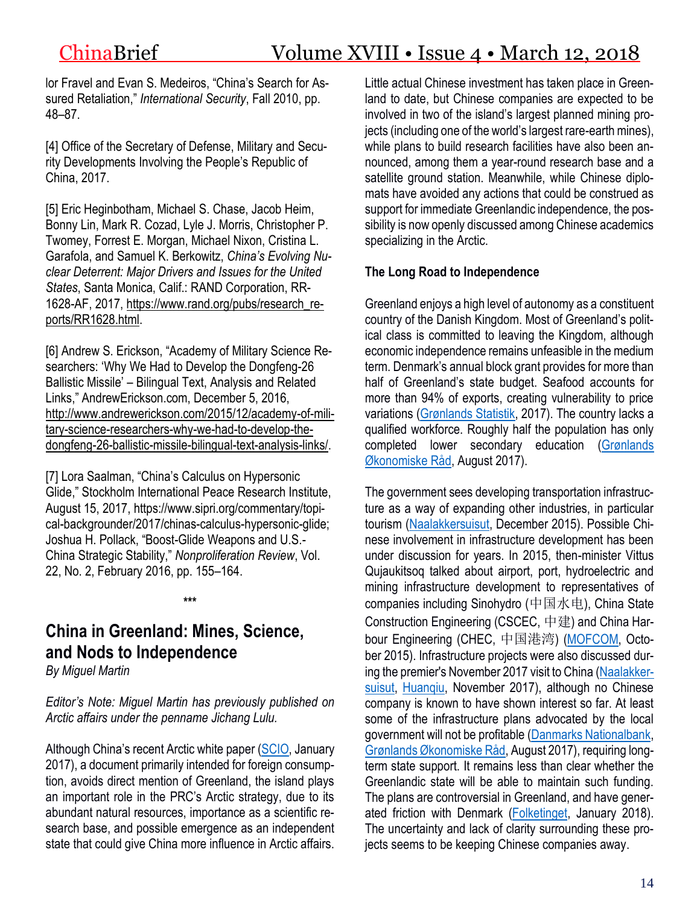lor Fravel and Evan S. Medeiros, "China's Search for Assured Retaliation," *International Security*, Fall 2010, pp. 48–87.

[4] Office of the Secretary of Defense, Military and Security Developments Involving the People's Republic of China, 2017.

[5] Eric Heginbotham, Michael S. Chase, Jacob Heim, Bonny Lin, Mark R. Cozad, Lyle J. Morris, Christopher P. Twomey, Forrest E. Morgan, Michael Nixon, Cristina L. Garafola, and Samuel K. Berkowitz, *China's Evolving Nuclear Deterrent: Major Drivers and Issues for the United States*, Santa Monica, Calif.: RAND Corporation, RR-1628-AF, 2017, https://www.rand.org/pubs/research_reports/RR1628.html.

[6] Andrew S. Erickson, "Academy of Military Science Researchers: 'Why We Had to Develop the Dongfeng-26 Ballistic Missile' – Bilingual Text, Analysis and Related Links," AndrewErickson.com, December 5, 2016, http://www.andrewerickson.com/2015/12/academy-of-military-science-researchers-why-we-had-to-develop-the-dongfeng-26-ballistic-missile-bilingual-text-analysis-links/.

[7] Lora Saalman, "China's Calculus on Hypersonic Glide," Stockholm International Peace Research Institute, August 15, 2017, https://www.sipri.org/commentary/topical-backgrounder/2017/chinas-calculus-hypersonic-glide; Joshua H. Pollack, "Boost-Glide Weapons and U.S.-China Strategic Stability," *Nonproliferation Review*, Vol. 22, No. 2, February 2016, pp. 155–164.

***

## China in Greenland: Mines, Science, and Nods to Independence

*By Miguel Martin*

*Editor's Note: Miguel Martin has previously published on Arctic affairs under the penname Jichang Lulu.*

Although China's recent Arctic white paper (SCIO, January 2017), a document primarily intended for foreign consumption, avoids direct mention of Greenland, the island plays an important role in the PRC's Arctic strategy, due to its abundant natural resources, importance as a scientific research base, and possible emergence as an independent state that could give China more influence in Arctic affairs.

Little actual Chinese investment has taken place in Greenland to date, but Chinese companies are expected to be involved in two of the island's largest planned mining projects (including one of the world's largest rare-earth mines), while plans to build research facilities have also been announced, among them a year-round research base and a satellite ground station. Meanwhile, while Chinese diplomats have avoided any actions that could be construed as support for immediate Greenlandic independence, the possibility is now openly discussed among Chinese academics specializing in the Arctic.

### The Long Road to Independence

Greenland enjoys a high level of autonomy as a constituent country of the Danish Kingdom. Most of Greenland's political class is committed to leaving the Kingdom, although economic independence remains unfeasible in the medium term. Denmark's annual block grant provides for more than half of Greenland's state budget. Seafood accounts for more than 94% of exports, creating vulnerability to price variations (Grønlands Statistik, 2017). The country lacks a qualified workforce. Roughly half the population has only completed lower secondary education (Grønlands Økonomiske Råd, August 2017).

The government sees developing transportation infrastructure as a way of expanding other industries, in particular tourism (Naalakkersuisut, December 2015). Possible Chinese involvement in infrastructure development has been under discussion for years. In 2015, then-minister Vittus Qujaukitsoq talked about airport, port, hydroelectric and mining infrastructure development to representatives of companies including Sinohydro (中国水电), China State Construction Engineering (CSCEC, 中建) and China Harbour Engineering (CHEC, 中国港湾) (MOFCOM, October 2015). Infrastructure projects were also discussed during the premier's November 2017 visit to China (Naalakkersuisut, Huanqiu, November 2017), although no Chinese company is known to have shown interest so far. At least some of the infrastructure plans advocated by the local government will not be profitable (Danmarks Nationalbank, Grønlands Økonomiske Råd, August 2017), requiring long-term state support. It remains less than clear whether the Greenlandic state will be able to maintain such funding. The plans are controversial in Greenland, and have generated friction with Denmark (Folketinget, January 2018). The uncertainty and lack of clarity surrounding these projects seems to be keeping Chinese companies away.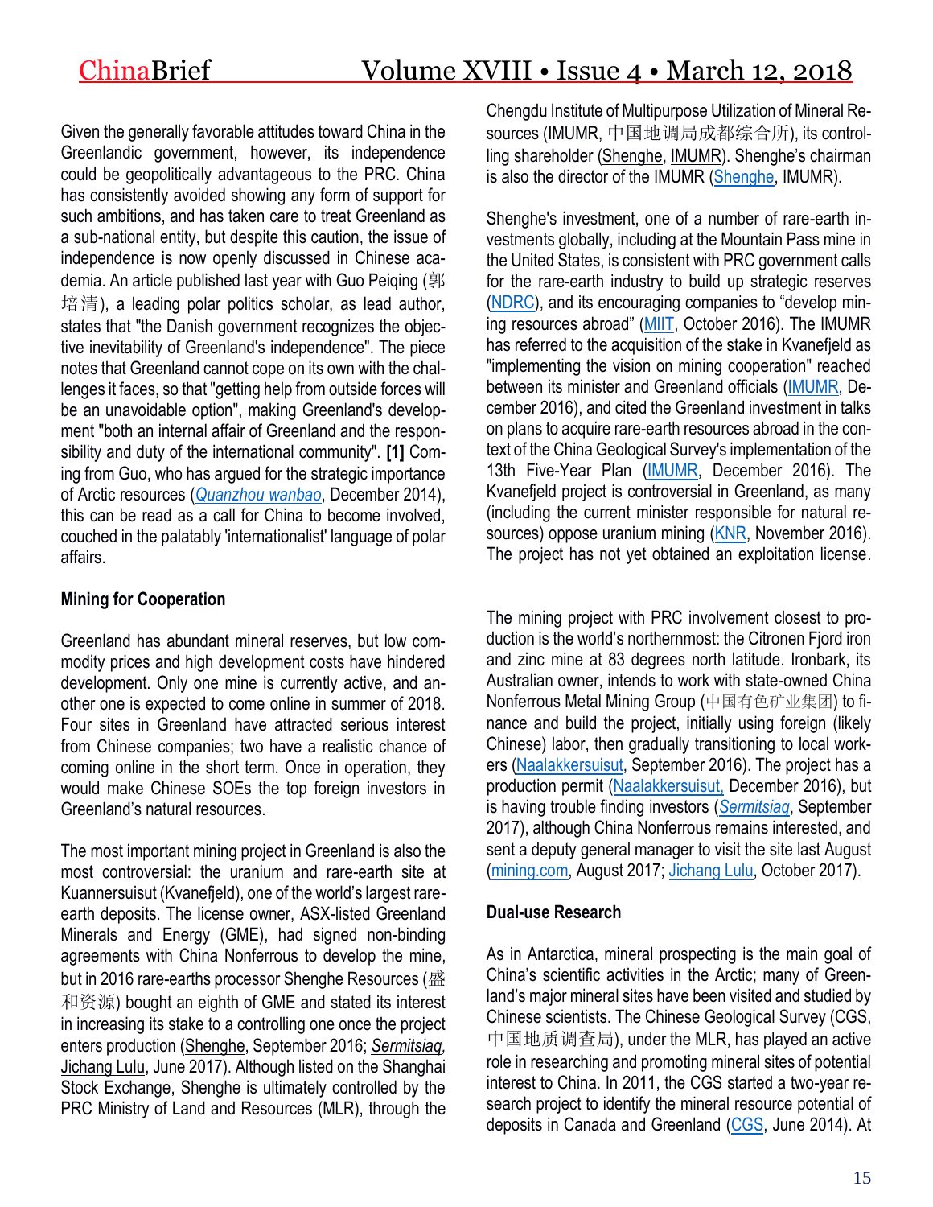Given the generally favorable attitudes toward China in the Greenlandic government, however, its independence could be geopolitically advantageous to the PRC. China has consistently avoided showing any form of support for such ambitions, and has taken care to treat Greenland as a sub-national entity, but despite this caution, the issue of independence is now openly discussed in Chinese academia. An article published last year with Guo Peiqing (郭培清), a leading polar politics scholar, as lead author, states that "the Danish government recognizes the objective inevitability of Greenland's independence". The piece notes that Greenland cannot cope on its own with the challenges it faces, so that "getting help from outside forces will be an unavoidable option", making Greenland's development "both an internal affair of Greenland and the responsibility and duty of the international community". **[1]** Coming from Guo, who has argued for the strategic importance of Arctic resources (*Quanzhou wanbao*, December 2014), this can be read as a call for China to become involved, couched in the palatably 'internationalist' language of polar affairs.

**Mining for Cooperation**

Greenland has abundant mineral reserves, but low commodity prices and high development costs have hindered development. Only one mine is currently active, and another one is expected to come online in summer of 2018. Four sites in Greenland have attracted serious interest from Chinese companies; two have a realistic chance of coming online in the short term. Once in operation, they would make Chinese SOEs the top foreign investors in Greenland's natural resources.

The most important mining project in Greenland is also the most controversial: the uranium and rare-earth site at Kuannersuisut (Kvanefjeld), one of the world's largest rare-earth deposits. The license owner, ASX-listed Greenland Minerals and Energy (GME), had signed non-binding agreements with China Nonferrous to develop the mine, but in 2016 rare-earths processor Shenghe Resources (盛和资源) bought an eighth of GME and stated its interest in increasing its stake to a controlling one once the project enters production (Shenghe, September 2016; *Sermitsiaq*, Jichang Lulu, June 2017). Although listed on the Shanghai Stock Exchange, Shenghe is ultimately controlled by the PRC Ministry of Land and Resources (MLR), through the Chengdu Institute of Multipurpose Utilization of Mineral Resources (IMUMR, 中国地调局成都综合所), its controlling shareholder (Shenghe, IMUMR). Shenghe's chairman is also the director of the IMUMR (Shenghe, IMUMR).

Shenghe's investment, one of a number of rare-earth investments globally, including at the Mountain Pass mine in the United States, is consistent with PRC government calls for the rare-earth industry to build up strategic reserves (NDRC), and its encouraging companies to "develop mining resources abroad" (MIIT, October 2016). The IMUMR has referred to the acquisition of the stake in Kvanefjeld as "implementing the vision on mining cooperation" reached between its minister and Greenland officials (IMUMR, December 2016), and cited the Greenland investment in talks on plans to acquire rare-earth resources abroad in the context of the China Geological Survey's implementation of the 13th Five-Year Plan (IMUMR, December 2016). The Kvanefjeld project is controversial in Greenland, as many (including the current minister responsible for natural resources) oppose uranium mining (KNR, November 2016). The project has not yet obtained an exploitation license.

The mining project with PRC involvement closest to production is the world's northernmost: the Citronen Fjord iron and zinc mine at 83 degrees north latitude. Ironbark, its Australian owner, intends to work with state-owned China Nonferrous Metal Mining Group (中国有色矿业集团) to finance and build the project, initially using foreign (likely Chinese) labor, then gradually transitioning to local workers (Naalakkersuisut, September 2016). The project has a production permit (Naalakkersuisut, December 2016), but is having trouble finding investors (*Sermitsiaq*, September 2017), although China Nonferrous remains interested, and sent a deputy general manager to visit the site last August (mining.com, August 2017; Jichang Lulu, October 2017).

**Dual-use Research**

As in Antarctica, mineral prospecting is the main goal of China's scientific activities in the Arctic; many of Greenland's major mineral sites have been visited and studied by Chinese scientists. The Chinese Geological Survey (CGS, 中国地质调查局), under the MLR, has played an active role in researching and promoting mineral sites of potential interest to China. In 2011, the CGS started a two-year research project to identify the mineral resource potential of deposits in Canada and Greenland (CGS, June 2014). At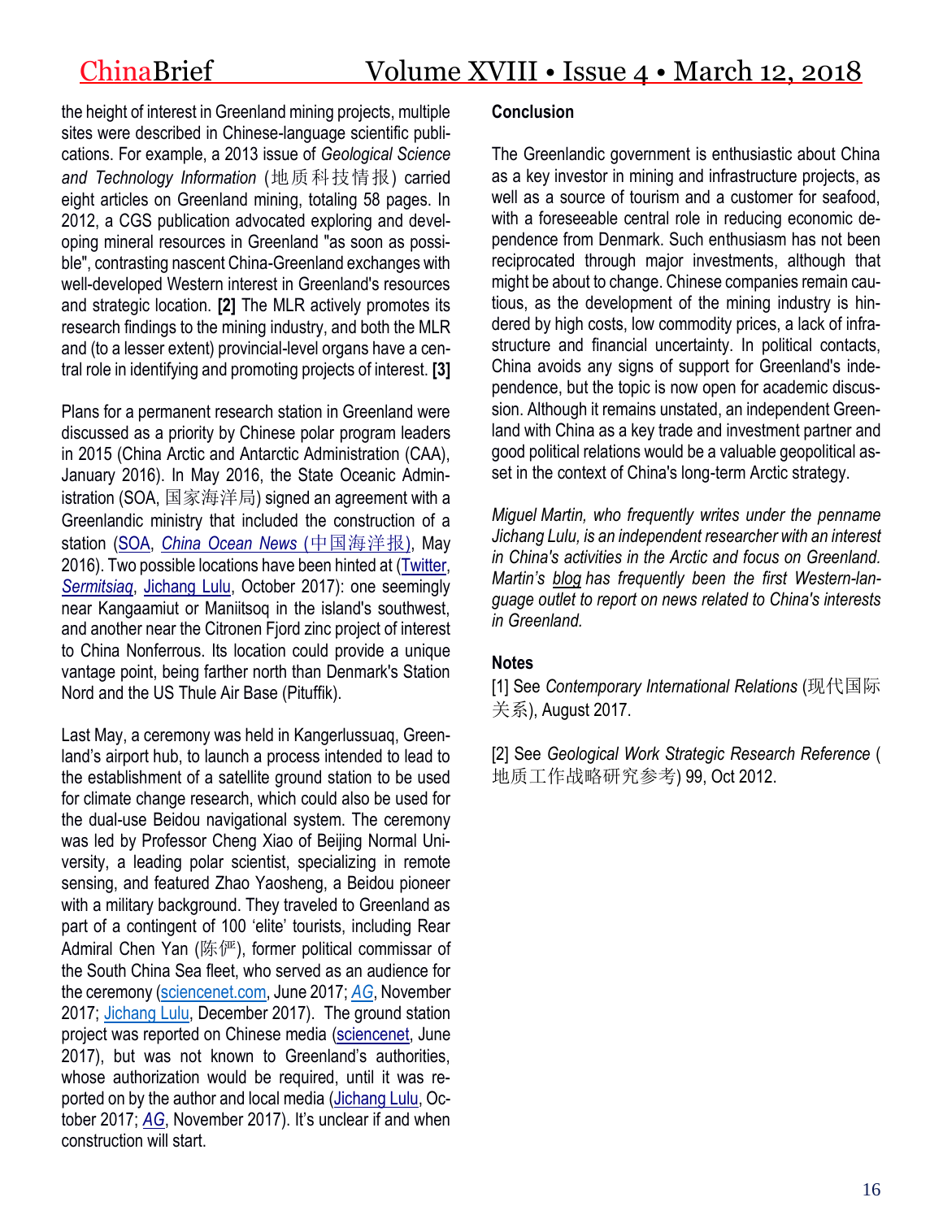the height of interest in Greenland mining projects, multiple sites were described in Chinese-language scientific publications. For example, a 2013 issue of *Geological Science and Technology Information* (地质科技情报) carried eight articles on Greenland mining, totaling 58 pages. In 2012, a CGS publication advocated exploring and developing mineral resources in Greenland "as soon as possible", contrasting nascent China-Greenland exchanges with well-developed Western interest in Greenland's resources and strategic location. **[2]** The MLR actively promotes its research findings to the mining industry, and both the MLR and (to a lesser extent) provincial-level organs have a central role in identifying and promoting projects of interest. **[3]**

Plans for a permanent research station in Greenland were discussed as a priority by Chinese polar program leaders in 2015 (China Arctic and Antarctic Administration (CAA), January 2016). In May 2016, the State Oceanic Administration (SOA, 国家海洋局) signed an agreement with a Greenlandic ministry that included the construction of a station (SOA, *China Ocean News* (中国海洋报), May 2016). Two possible locations have been hinted at (Twitter, *Sermitsiaq*, Jichang Lulu, October 2017): one seemingly near Kangaamiut or Maniitsoq in the island's southwest, and another near the Citronen Fjord zinc project of interest to China Nonferrous. Its location could provide a unique vantage point, being farther north than Denmark's Station Nord and the US Thule Air Base (Pituffik).

Last May, a ceremony was held in Kangerlussuaq, Greenland's airport hub, to launch a process intended to lead to the establishment of a satellite ground station to be used for climate change research, which could also be used for the dual-use Beidou navigational system. The ceremony was led by Professor Cheng Xiao of Beijing Normal University, a leading polar scientist, specializing in remote sensing, and featured Zhao Yaosheng, a Beidou pioneer with a military background. They traveled to Greenland as part of a contingent of 100 'elite' tourists, including Rear Admiral Chen Yan (陈俨), former political commissar of the South China Sea fleet, who served as an audience for the ceremony (sciencenet.com, June 2017; *AG*, November 2017; Jichang Lulu, December 2017). The ground station project was reported on Chinese media (sciencenet, June 2017), but was not known to Greenland's authorities, whose authorization would be required, until it was reported on by the author and local media (Jichang Lulu, October 2017; *AG*, November 2017). It's unclear if and when construction will start.

**Conclusion**

The Greenlandic government is enthusiastic about China as a key investor in mining and infrastructure projects, as well as a source of tourism and a customer for seafood, with a foreseeable central role in reducing economic dependence from Denmark. Such enthusiasm has not been reciprocated through major investments, although that might be about to change. Chinese companies remain cautious, as the development of the mining industry is hindered by high costs, low commodity prices, a lack of infrastructure and financial uncertainty. In political contacts, China avoids any signs of support for Greenland's independence, but the topic is now open for academic discussion. Although it remains unstated, an independent Greenland with China as a key trade and investment partner and good political relations would be a valuable geopolitical asset in the context of China's long-term Arctic strategy.

*Miguel Martin, who frequently writes under the penname Jichang Lulu, is an independent researcher with an interest in China's activities in the Arctic and focus on Greenland. Martin's blog has frequently been the first Western-language outlet to report on news related to China's interests in Greenland.*

**Notes**

[1] See *Contemporary International Relations* (现代国际关系), August 2017.

[2] See *Geological Work Strategic Research Reference* (地质工作战略研究参考) 99, Oct 2012.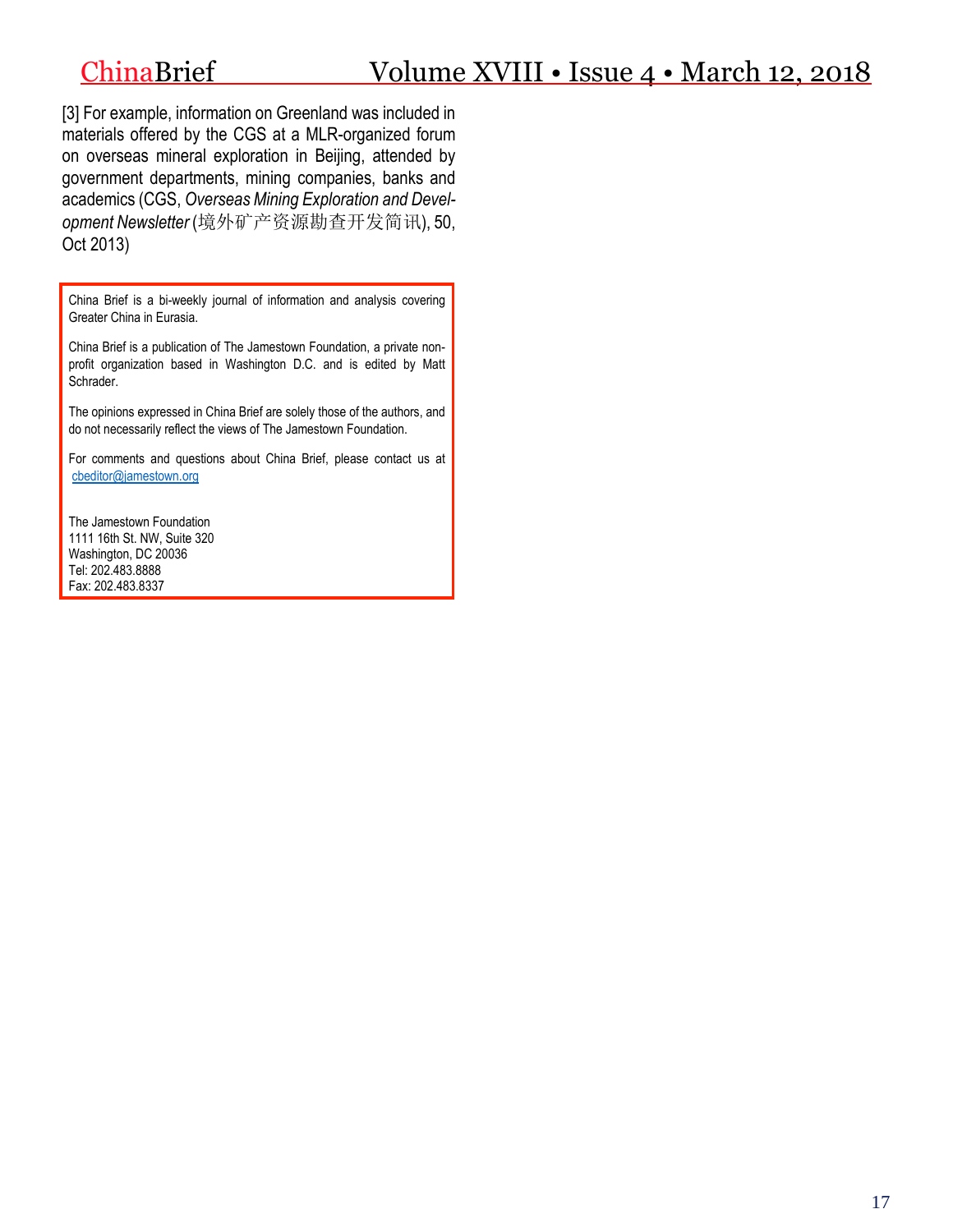[3] For example, information on Greenland was included in materials offered by the CGS at a MLR-organized forum on overseas mineral exploration in Beijing, attended by government departments, mining companies, banks and academics (CGS, *Overseas Mining Exploration and Development Newsletter* (境外矿产资源勘查开发简讯), 50, Oct 2013)

---

China Brief is a bi-weekly journal of information and analysis covering Greater China in Eurasia.

China Brief is a publication of The Jamestown Foundation, a private non-profit organization based in Washington D.C. and is edited by Matt Schrader.

The opinions expressed in China Brief are solely those of the authors, and do not necessarily reflect the views of The Jamestown Foundation.

For comments and questions about China Brief, please contact us at [cbeditor@jamestown.org](mailto:cbeditor@jamestown.org)

The Jamestown Foundation
1111 16th St. NW, Suite 320
Washington, DC 20036
Tel: 202.483.8888
Fax: 202.483.8337